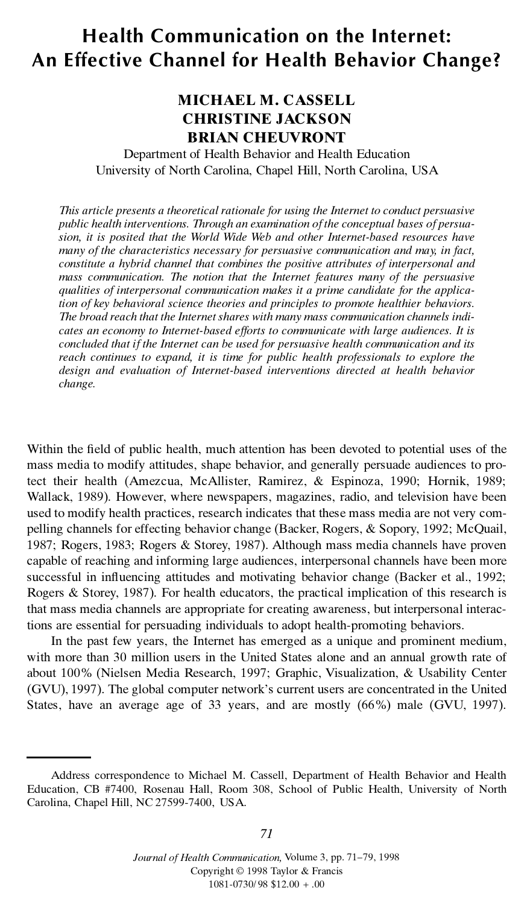# Health Communication on the Internet: An Effective Channel for Health Behavior Change?

**MICHAEL M. CASSELL**
**CHRISTINE JACKSON**
**BRIAN CHEUVRONT**

Department of Health Behavior and Health Education
University of North Carolina, Chapel Hill, North Carolina, USA

*This article presents a theoretical rationale for using the Internet to conduct persuasive public health interventions. Through an examination of the conceptual bases of persuasion, it is posited that the World Wide Web and other Internet-based resources have many of the characteristics necessary for persuasive communication and may, in fact, constitute a hybrid channel that combines the positive attributes of interpersonal and mass communication. The notion that the Internet features many of the persuasive qualities of interpersonal communication makes it a prime candidate for the application of key behavioral science theories and principles to promote healthier behaviors. The broad reach that the Internet shares with many mass communication channels indicates an economy to Internet-based efforts to communicate with large audiences. It is concluded that if the Internet can be used for persuasive health communication and its reach continues to expand, it is time for public health professionals to explore the design and evaluation of Internet-based interventions directed at health behavior change.*

Within the field of public health, much attention has been devoted to potential uses of the mass media to modify attitudes, shape behavior, and generally persuade audiences to protect their health (Amezcua, McAllister, Ramirez, & Espinoza, 1990; Hornik, 1989; Wallack, 1989). However, where newspapers, magazines, radio, and television have been used to modify health practices, research indicates that these mass media are not very compelling channels for effecting behavior change (Backer, Rogers, & Sopory, 1992; McQuail, 1987; Rogers, 1983; Rogers & Storey, 1987). Although mass media channels have proven capable of reaching and informing large audiences, interpersonal channels have been more successful in influencing attitudes and motivating behavior change (Backer et al., 1992; Rogers & Storey, 1987). For health educators, the practical implication of this research is that mass media channels are appropriate for creating awareness, but interpersonal interactions are essential for persuading individuals to adopt health-promoting behaviors.

In the past few years, the Internet has emerged as a unique and prominent medium, with more than 30 million users in the United States alone and an annual growth rate of about 100% (Nielsen Media Research, 1997; Graphic, Visualization, & Usability Center (GVU), 1997). The global computer network's current users are concentrated in the United States, have an average age of 33 years, and are mostly (66%) male (GVU, 1997).

Address correspondence to Michael M. Cassell, Department of Health Behavior and Health Education, CB #7400, Rosenau Hall, Room 308, School of Public Health, University of North Carolina, Chapel Hill, NC 27599-7400, USA.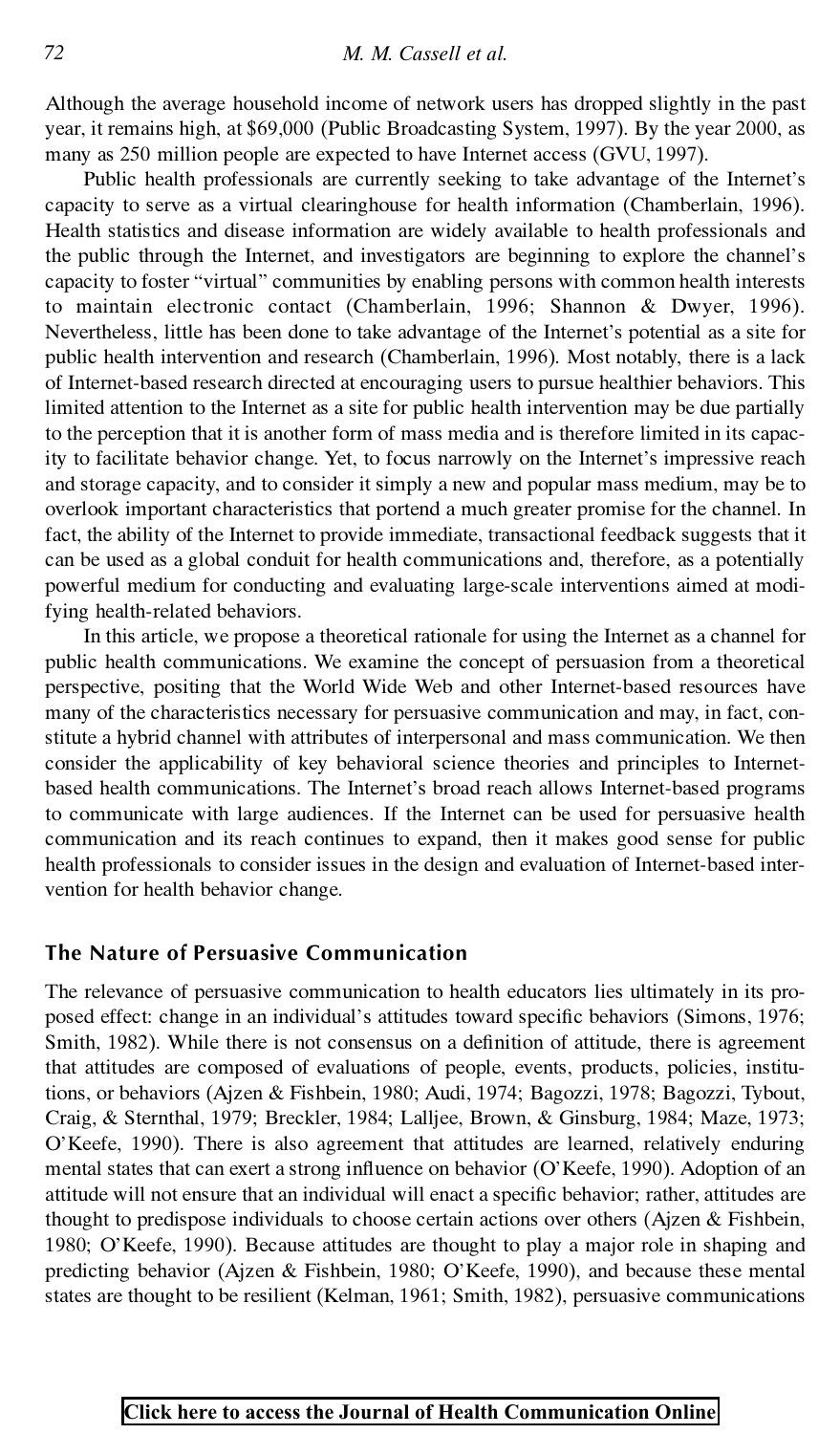Although the average household income of network users has dropped slightly in the past year, it remains high, at $69,000 (Public Broadcasting System, 1997). By the year 2000, as many as 250 million people are expected to have Internet access (GVU, 1997).

Public health professionals are currently seeking to take advantage of the Internet's capacity to serve as a virtual clearinghouse for health information (Chamberlain, 1996). Health statistics and disease information are widely available to health professionals and the public through the Internet, and investigators are beginning to explore the channel's capacity to foster "virtual" communities by enabling persons with common health interests to maintain electronic contact (Chamberlain, 1996; Shannon & Dwyer, 1996). Nevertheless, little has been done to take advantage of the Internet's potential as a site for public health intervention and research (Chamberlain, 1996). Most notably, there is a lack of Internet-based research directed at encouraging users to pursue healthier behaviors. This limited attention to the Internet as a site for public health intervention may be due partially to the perception that it is another form of mass media and is therefore limited in its capacity to facilitate behavior change. Yet, to focus narrowly on the Internet's impressive reach and storage capacity, and to consider it simply a new and popular mass medium, may be to overlook important characteristics that portend a much greater promise for the channel. In fact, the ability of the Internet to provide immediate, transactional feedback suggests that it can be used as a global conduit for health communications and, therefore, as a potentially powerful medium for conducting and evaluating large-scale interventions aimed at modifying health-related behaviors.

In this article, we propose a theoretical rationale for using the Internet as a channel for public health communications. We examine the concept of persuasion from a theoretical perspective, positing that the World Wide Web and other Internet-based resources have many of the characteristics necessary for persuasive communication and may, in fact, constitute a hybrid channel with attributes of interpersonal and mass communication. We then consider the applicability of key behavioral science theories and principles to Internet-based health communications. The Internet's broad reach allows Internet-based programs to communicate with large audiences. If the Internet can be used for persuasive health communication and its reach continues to expand, then it makes good sense for public health professionals to consider issues in the design and evaluation of Internet-based intervention for health behavior change.

## The Nature of Persuasive Communication

The relevance of persuasive communication to health educators lies ultimately in its proposed effect: change in an individual's attitudes toward specific behaviors (Simons, 1976; Smith, 1982). While there is not consensus on a definition of attitude, there is agreement that attitudes are composed of evaluations of people, events, products, policies, institutions, or behaviors (Ajzen & Fishbein, 1980; Audi, 1974; Bagozzi, 1978; Bagozzi, Tybout, Craig, & Sternthal, 1979; Breckler, 1984; Lalljee, Brown, & Ginsburg, 1984; Maze, 1973; O'Keefe, 1990). There is also agreement that attitudes are learned, relatively enduring mental states that can exert a strong influence on behavior (O'Keefe, 1990). Adoption of an attitude will not ensure that an individual will enact a specific behavior; rather, attitudes are thought to predispose individuals to choose certain actions over others (Ajzen & Fishbein, 1980; O'Keefe, 1990). Because attitudes are thought to play a major role in shaping and predicting behavior (Ajzen & Fishbein, 1980; O'Keefe, 1990), and because these mental states are thought to be resilient (Kelman, 1961; Smith, 1982), persuasive communications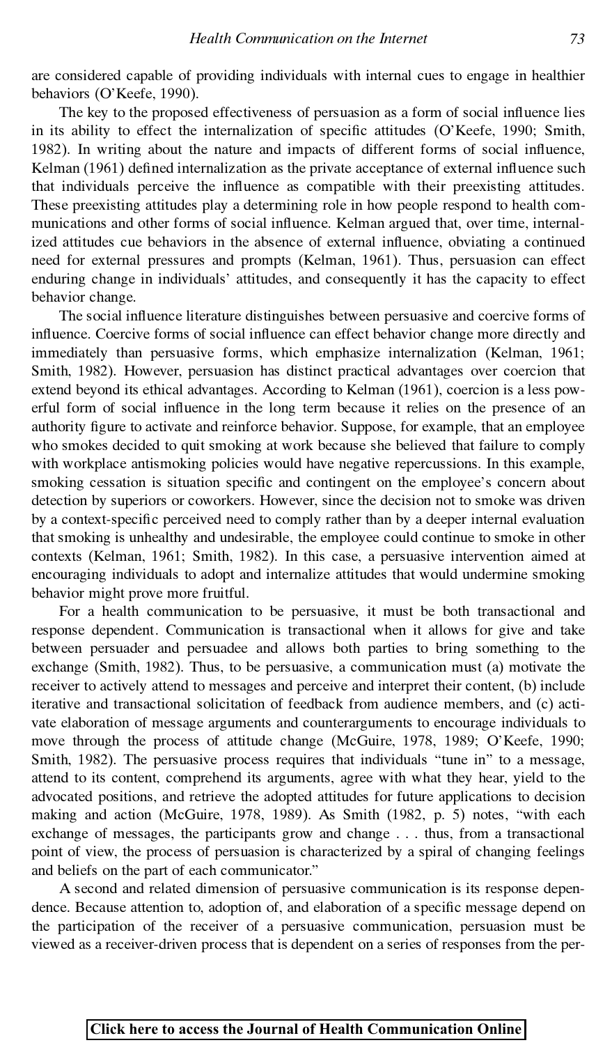are considered capable of providing individuals with internal cues to engage in healthier behaviors (O'Keefe, 1990).

The key to the proposed effectiveness of persuasion as a form of social influence lies in its ability to effect the internalization of specific attitudes (O'Keefe, 1990; Smith, 1982). In writing about the nature and impacts of different forms of social influence, Kelman (1961) defined internalization as the private acceptance of external influence such that individuals perceive the influence as compatible with their preexisting attitudes. These preexisting attitudes play a determining role in how people respond to health communications and other forms of social influence. Kelman argued that, over time, internalized attitudes cue behaviors in the absence of external influence, obviating a continued need for external pressures and prompts (Kelman, 1961). Thus, persuasion can effect enduring change in individuals' attitudes, and consequently it has the capacity to effect behavior change.

The social influence literature distinguishes between persuasive and coercive forms of influence. Coercive forms of social influence can effect behavior change more directly and immediately than persuasive forms, which emphasize internalization (Kelman, 1961; Smith, 1982). However, persuasion has distinct practical advantages over coercion that extend beyond its ethical advantages. According to Kelman (1961), coercion is a less powerful form of social influence in the long term because it relies on the presence of an authority figure to activate and reinforce behavior. Suppose, for example, that an employee who smokes decided to quit smoking at work because she believed that failure to comply with workplace antismoking policies would have negative repercussions. In this example, smoking cessation is situation specific and contingent on the employee's concern about detection by superiors or coworkers. However, since the decision not to smoke was driven by a context-specific perceived need to comply rather than by a deeper internal evaluation that smoking is unhealthy and undesirable, the employee could continue to smoke in other contexts (Kelman, 1961; Smith, 1982). In this case, a persuasive intervention aimed at encouraging individuals to adopt and internalize attitudes that would undermine smoking behavior might prove more fruitful.

For a health communication to be persuasive, it must be both transactional and response dependent. Communication is transactional when it allows for give and take between persuader and persuadee and allows both parties to bring something to the exchange (Smith, 1982). Thus, to be persuasive, a communication must (a) motivate the receiver to actively attend to messages and perceive and interpret their content, (b) include iterative and transactional solicitation of feedback from audience members, and (c) activate elaboration of message arguments and counterarguments to encourage individuals to move through the process of attitude change (McGuire, 1978, 1989; O'Keefe, 1990; Smith, 1982). The persuasive process requires that individuals "tune in" to a message, attend to its content, comprehend its arguments, agree with what they hear, yield to the advocated positions, and retrieve the adopted attitudes for future applications to decision making and action (McGuire, 1978, 1989). As Smith (1982, p. 5) notes, "with each exchange of messages, the participants grow and change . . . thus, from a transactional point of view, the process of persuasion is characterized by a spiral of changing feelings and beliefs on the part of each communicator."

A second and related dimension of persuasive communication is its response dependence. Because attention to, adoption of, and elaboration of a specific message depend on the participation of the receiver of a persuasive communication, persuasion must be viewed as a receiver-driven process that is dependent on a series of responses from the per-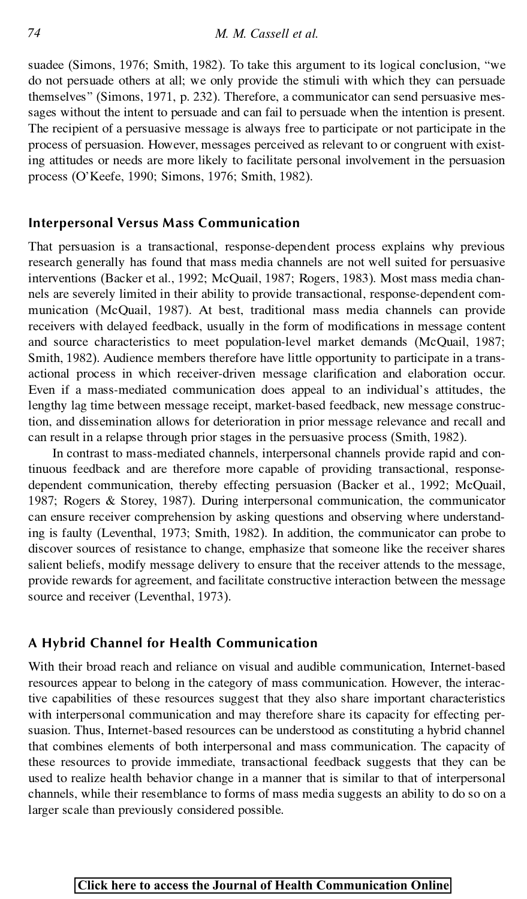suadee (Simons, 1976; Smith, 1982). To take this argument to its logical conclusion, "we do not persuade others at all; we only provide the stimuli with which they can persuade themselves" (Simons, 1971, p. 232). Therefore, a communicator can send persuasive messages without the intent to persuade and can fail to persuade when the intention is present. The recipient of a persuasive message is always free to participate or not participate in the process of persuasion. However, messages perceived as relevant to or congruent with existing attitudes or needs are more likely to facilitate personal involvement in the persuasion process (O'Keefe, 1990; Simons, 1976; Smith, 1982).

## Interpersonal Versus Mass Communication

That persuasion is a transactional, response-dependent process explains why previous research generally has found that mass media channels are not well suited for persuasive interventions (Backer et al., 1992; McQuail, 1987; Rogers, 1983). Most mass media channels are severely limited in their ability to provide transactional, response-dependent communication (McQuail, 1987). At best, traditional mass media channels can provide receivers with delayed feedback, usually in the form of modifications in message content and source characteristics to meet population-level market demands (McQuail, 1987; Smith, 1982). Audience members therefore have little opportunity to participate in a transactional process in which receiver-driven message clarification and elaboration occur. Even if a mass-mediated communication does appeal to an individual's attitudes, the lengthy lag time between message receipt, market-based feedback, new message construction, and dissemination allows for deterioration in prior message relevance and recall and can result in a relapse through prior stages in the persuasive process (Smith, 1982).

In contrast to mass-mediated channels, interpersonal channels provide rapid and continuous feedback and are therefore more capable of providing transactional, response-dependent communication, thereby effecting persuasion (Backer et al., 1992; McQuail, 1987; Rogers & Storey, 1987). During interpersonal communication, the communicator can ensure receiver comprehension by asking questions and observing where understanding is faulty (Leventhal, 1973; Smith, 1982). In addition, the communicator can probe to discover sources of resistance to change, emphasize that someone like the receiver shares salient beliefs, modify message delivery to ensure that the receiver attends to the message, provide rewards for agreement, and facilitate constructive interaction between the message source and receiver (Leventhal, 1973).

## A Hybrid Channel for Health Communication

With their broad reach and reliance on visual and audible communication, Internet-based resources appear to belong in the category of mass communication. However, the interactive capabilities of these resources suggest that they also share important characteristics with interpersonal communication and may therefore share its capacity for effecting persuasion. Thus, Internet-based resources can be understood as constituting a hybrid channel that combines elements of both interpersonal and mass communication. The capacity of these resources to provide immediate, transactional feedback suggests that they can be used to realize health behavior change in a manner that is similar to that of interpersonal channels, while their resemblance to forms of mass media suggests an ability to do so on a larger scale than previously considered possible.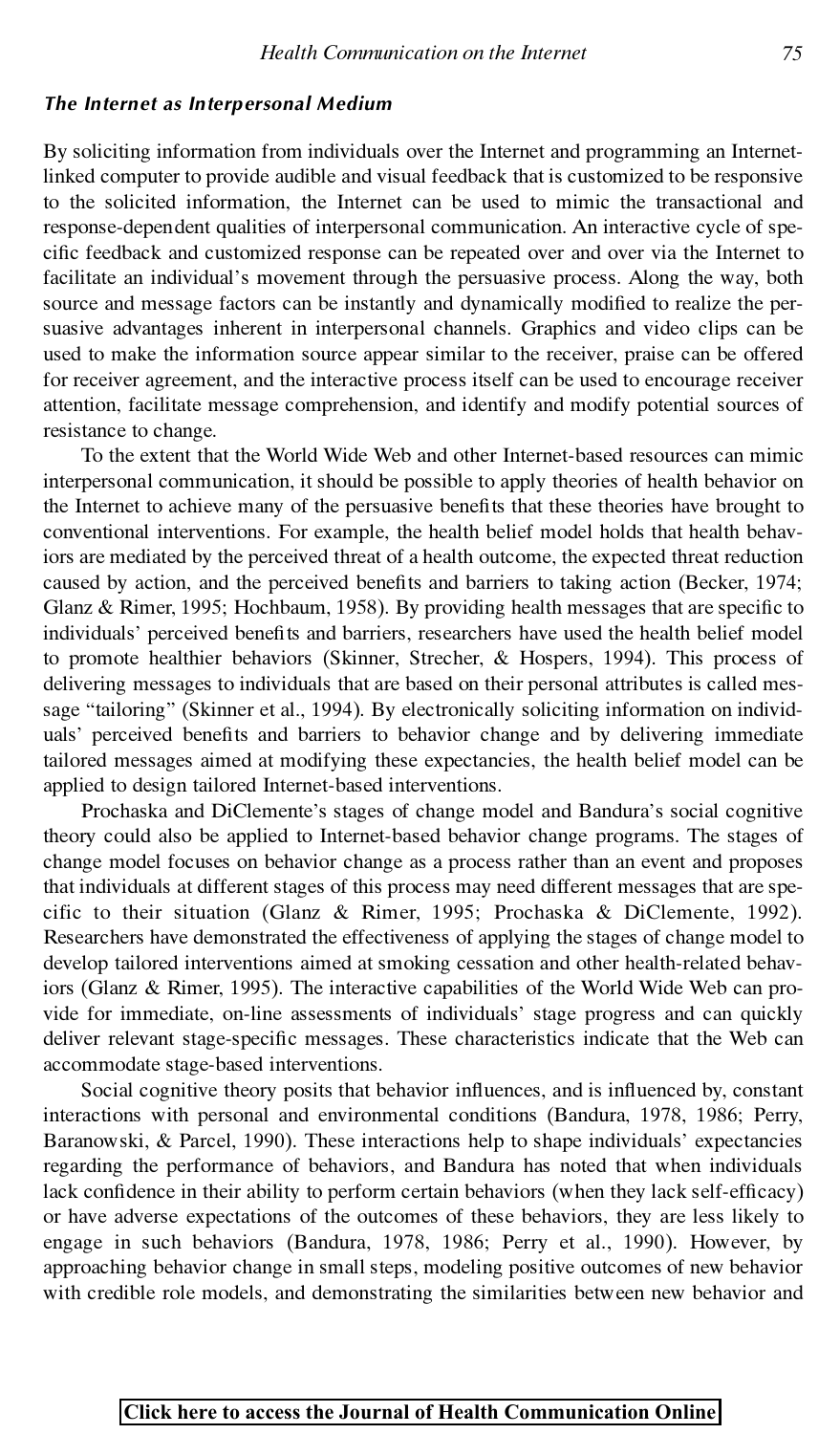### *The Internet as Interpersonal Medium*

By soliciting information from individuals over the Internet and programming an Internet-linked computer to provide audible and visual feedback that is customized to be responsive to the solicited information, the Internet can be used to mimic the transactional and response-dependent qualities of interpersonal communication. An interactive cycle of specific feedback and customized response can be repeated over and over via the Internet to facilitate an individual's movement through the persuasive process. Along the way, both source and message factors can be instantly and dynamically modified to realize the persuasive advantages inherent in interpersonal channels. Graphics and video clips can be used to make the information source appear similar to the receiver, praise can be offered for receiver agreement, and the interactive process itself can be used to encourage receiver attention, facilitate message comprehension, and identify and modify potential sources of resistance to change.

To the extent that the World Wide Web and other Internet-based resources can mimic interpersonal communication, it should be possible to apply theories of health behavior on the Internet to achieve many of the persuasive benefits that these theories have brought to conventional interventions. For example, the health belief model holds that health behaviors are mediated by the perceived threat of a health outcome, the expected threat reduction caused by action, and the perceived benefits and barriers to taking action (Becker, 1974; Glanz & Rimer, 1995; Hochbaum, 1958). By providing health messages that are specific to individuals' perceived benefits and barriers, researchers have used the health belief model to promote healthier behaviors (Skinner, Strecher, & Hospers, 1994). This process of delivering messages to individuals that are based on their personal attributes is called message "tailoring" (Skinner et al., 1994). By electronically soliciting information on individuals' perceived benefits and barriers to behavior change and by delivering immediate tailored messages aimed at modifying these expectancies, the health belief model can be applied to design tailored Internet-based interventions.

Prochaska and DiClemente's stages of change model and Bandura's social cognitive theory could also be applied to Internet-based behavior change programs. The stages of change model focuses on behavior change as a process rather than an event and proposes that individuals at different stages of this process may need different messages that are specific to their situation (Glanz & Rimer, 1995; Prochaska & DiClemente, 1992). Researchers have demonstrated the effectiveness of applying the stages of change model to develop tailored interventions aimed at smoking cessation and other health-related behaviors (Glanz & Rimer, 1995). The interactive capabilities of the World Wide Web can provide for immediate, on-line assessments of individuals' stage progress and can quickly deliver relevant stage-specific messages. These characteristics indicate that the Web can accommodate stage-based interventions.

Social cognitive theory posits that behavior influences, and is influenced by, constant interactions with personal and environmental conditions (Bandura, 1978, 1986; Perry, Baranowski, & Parcel, 1990). These interactions help to shape individuals' expectancies regarding the performance of behaviors, and Bandura has noted that when individuals lack confidence in their ability to perform certain behaviors (when they lack self-efficacy) or have adverse expectations of the outcomes of these behaviors, they are less likely to engage in such behaviors (Bandura, 1978, 1986; Perry et al., 1990). However, by approaching behavior change in small steps, modeling positive outcomes of new behavior with credible role models, and demonstrating the similarities between new behavior and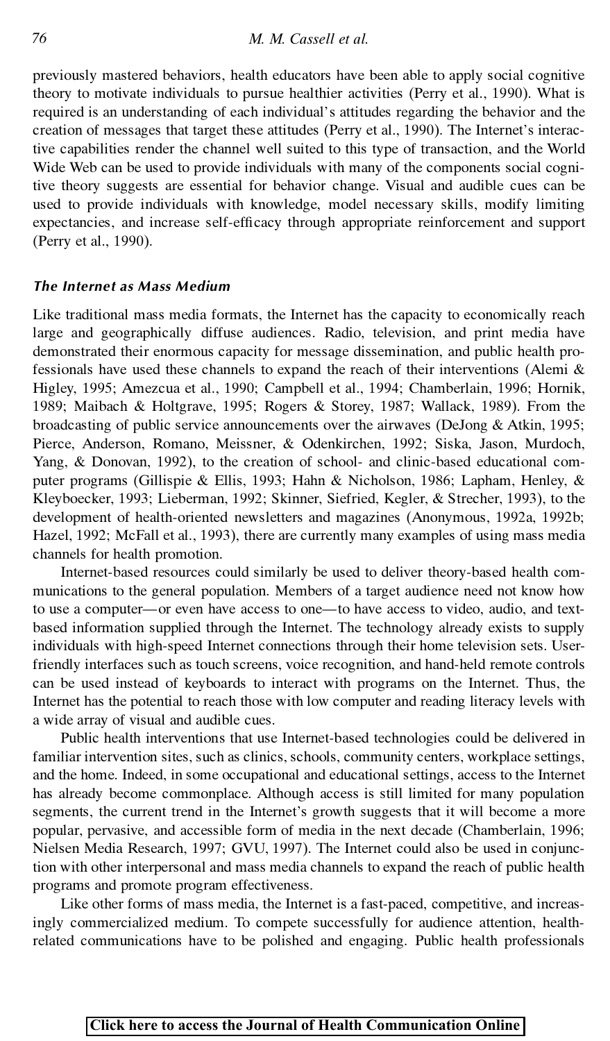previously mastered behaviors, health educators have been able to apply social cognitive theory to motivate individuals to pursue healthier activities (Perry et al., 1990). What is required is an understanding of each individual's attitudes regarding the behavior and the creation of messages that target these attitudes (Perry et al., 1990). The Internet's interactive capabilities render the channel well suited to this type of transaction, and the World Wide Web can be used to provide individuals with many of the components social cognitive theory suggests are essential for behavior change. Visual and audible cues can be used to provide individuals with knowledge, model necessary skills, modify limiting expectancies, and increase self-efficacy through appropriate reinforcement and support (Perry et al., 1990).

### *The Internet as Mass Medium*

Like traditional mass media formats, the Internet has the capacity to economically reach large and geographically diffuse audiences. Radio, television, and print media have demonstrated their enormous capacity for message dissemination, and public health professionals have used these channels to expand the reach of their interventions (Alemi & Higley, 1995; Amezcua et al., 1990; Campbell et al., 1994; Chamberlain, 1996; Hornik, 1989; Maibach & Holtgrave, 1995; Rogers & Storey, 1987; Wallack, 1989). From the broadcasting of public service announcements over the airwaves (DeJong & Atkin, 1995; Pierce, Anderson, Romano, Meissner, & Odenkirchen, 1992; Siska, Jason, Murdoch, Yang, & Donovan, 1992), to the creation of school- and clinic-based educational computer programs (Gillispie & Ellis, 1993; Hahn & Nicholson, 1986; Lapham, Henley, & Kleyboecker, 1993; Lieberman, 1992; Skinner, Siefried, Kegler, & Strecher, 1993), to the development of health-oriented newsletters and magazines (Anonymous, 1992a, 1992b; Hazel, 1992; McFall et al., 1993), there are currently many examples of using mass media channels for health promotion.

Internet-based resources could similarly be used to deliver theory-based health communications to the general population. Members of a target audience need not know how to use a computer—or even have access to one—to have access to video, audio, and text-based information supplied through the Internet. The technology already exists to supply individuals with high-speed Internet connections through their home television sets. User-friendly interfaces such as touch screens, voice recognition, and hand-held remote controls can be used instead of keyboards to interact with programs on the Internet. Thus, the Internet has the potential to reach those with low computer and reading literacy levels with a wide array of visual and audible cues.

Public health interventions that use Internet-based technologies could be delivered in familiar intervention sites, such as clinics, schools, community centers, workplace settings, and the home. Indeed, in some occupational and educational settings, access to the Internet has already become commonplace. Although access is still limited for many population segments, the current trend in the Internet's growth suggests that it will become a more popular, pervasive, and accessible form of media in the next decade (Chamberlain, 1996; Nielsen Media Research, 1997; GVU, 1997). The Internet could also be used in conjunction with other interpersonal and mass media channels to expand the reach of public health programs and promote program effectiveness.

Like other forms of mass media, the Internet is a fast-paced, competitive, and increasingly commercialized medium. To compete successfully for audience attention, health-related communications have to be polished and engaging. Public health professionals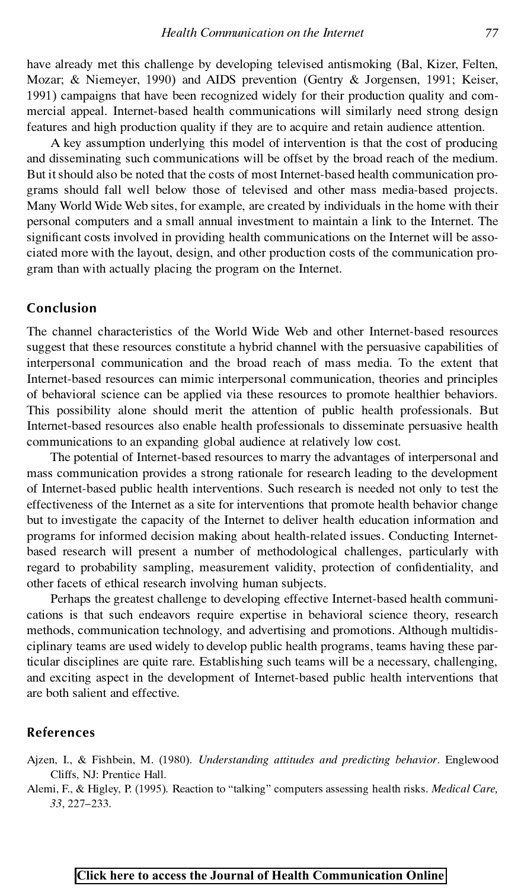have already met this challenge by developing televised antismoking (Bal, Kizer, Felten, Mozar; & Niemeyer, 1990) and AIDS prevention (Gentry & Jorgensen, 1991; Keiser, 1991) campaigns that have been recognized widely for their production quality and commercial appeal. Internet-based health communications will similarly need strong design features and high production quality if they are to acquire and retain audience attention.

A key assumption underlying this model of intervention is that the cost of producing and disseminating such communications will be offset by the broad reach of the medium. But it should also be noted that the costs of most Internet-based health communication programs should fall well below those of televised and other mass media-based projects. Many World Wide Web sites, for example, are created by individuals in the home with their personal computers and a small annual investment to maintain a link to the Internet. The significant costs involved in providing health communications on the Internet will be associated more with the layout, design, and other production costs of the communication program than with actually placing the program on the Internet.

## Conclusion

The channel characteristics of the World Wide Web and other Internet-based resources suggest that these resources constitute a hybrid channel with the persuasive capabilities of interpersonal communication and the broad reach of mass media. To the extent that Internet-based resources can mimic interpersonal communication, theories and principles of behavioral science can be applied via these resources to promote healthier behaviors. This possibility alone should merit the attention of public health professionals. But Internet-based resources also enable health professionals to disseminate persuasive health communications to an expanding global audience at relatively low cost.

The potential of Internet-based resources to marry the advantages of interpersonal and mass communication provides a strong rationale for research leading to the development of Internet-based public health interventions. Such research is needed not only to test the effectiveness of the Internet as a site for interventions that promote health behavior change but to investigate the capacity of the Internet to deliver health education information and programs for informed decision making about health-related issues. Conducting Internet-based research will present a number of methodological challenges, particularly with regard to probability sampling, measurement validity, protection of confidentiality, and other facets of ethical research involving human subjects.

Perhaps the greatest challenge to developing effective Internet-based health communications is that such endeavors require expertise in behavioral science theory, research methods, communication technology, and advertising and promotions. Although multidisciplinary teams are used widely to develop public health programs, teams having these particular disciplines are quite rare. Establishing such teams will be a necessary, challenging, and exciting aspect in the development of Internet-based public health interventions that are both salient and effective.

## References

Ajzen, I., & Fishbein, M. (1980). *Understanding attitudes and predicting behavior*. Englewood Cliffs, NJ: Prentice Hall.

Alemi, F., & Higley, P. (1995). Reaction to "talking" computers assessing health risks. *Medical Care, 33*, 227–233.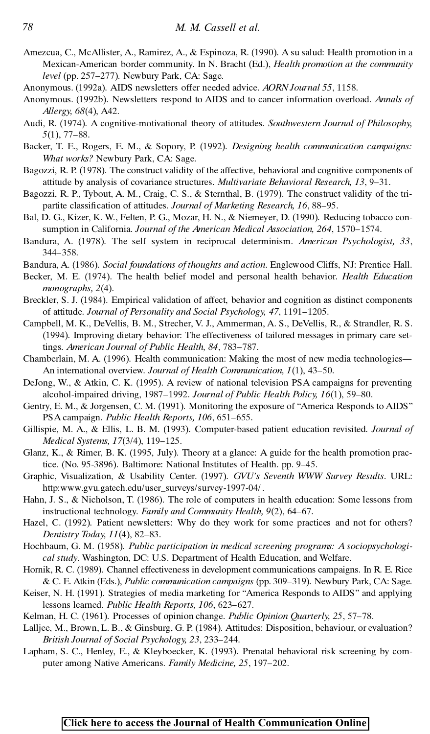Amezcua, C., McAllister, A., Ramirez, A., & Espinoza, R. (1990). A su salud: Health promotion in a Mexican-American border community. In N. Bracht (Ed.), *Health promotion at the community level* (pp. 257–277). Newbury Park, CA: Sage.

Anonymous. (1992a). AIDS newsletters offer needed advice. *AORN Journal 55*, 1158.

Anonymous. (1992b). Newsletters respond to AIDS and to cancer information overload. *Annals of Allergy, 68*(4), A42.

Audi, R. (1974). A cognitive-motivational theory of attitudes. *Southwestern Journal of Philosophy, 5*(1), 77–88.

Backer, T. E., Rogers, E. M., & Sopory, P. (1992). *Designing health communication campaigns: What works?* Newbury Park, CA: Sage.

Bagozzi, R. P. (1978). The construct validity of the affective, behavioral and cognitive components of attitude by analysis of covariance structures. *Multivariate Behavioral Research, 13*, 9–31.

Bagozzi, R. P., Tybout, A. M., Craig, C. S., & Sternthal, B. (1979). The construct validity of the tripartite classification of attitudes. *Journal of Marketing Research, 16*, 88–95.

Bal, D. G., Kizer, K. W., Felten, P. G., Mozar, H. N., & Niemeyer, D. (1990). Reducing tobacco consumption in California. *Journal of the American Medical Association, 264*, 1570–1574.

Bandura, A. (1978). The self system in reciprocal determinism. *American Psychologist, 33*, 344–358.

Bandura, A. (1986). *Social foundations of thoughts and action*. Englewood Cliffs, NJ: Prentice Hall.

Becker, M. E. (1974). The health belief model and personal health behavior. *Health Education monographs, 2*(4).

Breckler, S. J. (1984). Empirical validation of affect, behavior and cognition as distinct components of attitude. *Journal of Personality and Social Psychology, 47*, 1191–1205.

Campbell, M. K., DeVellis, B. M., Strecher, V. J., Ammerman, A. S., DeVellis, R., & Strandler, R. S. (1994). Improving dietary behavior: The effectiveness of tailored messages in primary care settings. *American Journal of Public Health, 84*, 783–787.

Chamberlain, M. A. (1996). Health communication: Making the most of new media technologies—An international overview. *Journal of Health Communication, 1*(1), 43–50.

DeJong, W., & Atkin, C. K. (1995). A review of national television PSA campaigns for preventing alcohol-impaired driving, 1987–1992. *Journal of Public Health Policy, 16*(1), 59–80.

Gentry, E. M., & Jorgensen, C. M. (1991). Monitoring the exposure of "America Responds to AIDS" PSA campaign. *Public Health Reports, 106*, 651–655.

Gillispie, M. A., & Ellis, L. B. M. (1993). Computer-based patient education revisited. *Journal of Medical Systems, 17*(3/4), 119–125.

Glanz, K., & Rimer, B. K. (1995, July). Theory at a glance: A guide for the health promotion practice. (No. 95-3896). Baltimore: National Institutes of Health. pp. 9–45.

Graphic, Visualization, & Usability Center. (1997). *GVU's Seventh WWW Survey Results*. URL: http:www.gvu.gatech.edu/user_surveys/survey-1997-04/.

Hahn, J. S., & Nicholson, T. (1986). The role of computers in health education: Some lessons from instructional technology. *Family and Community Health, 9*(2), 64–67.

Hazel, C. (1992). Patient newsletters: Why do they work for some practices and not for others? *Dentistry Today, 11*(4), 82–83.

Hochbaum, G. M. (1958). *Public participation in medical screening programs: A sociopsychological study*. Washington, DC: U.S. Department of Health Education, and Welfare.

Hornik, R. C. (1989). Channel effectiveness in development communications campaigns. In R. E. Rice & C. E. Atkin (Eds.), *Public communication campaigns* (pp. 309–319). Newbury Park, CA: Sage.

Keiser, N. H. (1991). Strategies of media marketing for "America Responds to AIDS" and applying lessons learned. *Public Health Reports, 106*, 623–627.

Kelman, H. C. (1961). Processes of opinion change. *Public Opinion Quarterly, 25*, 57–78.

Lalljee, M., Brown, L. B., & Ginsburg, G. P. (1984). Attitudes: Disposition, behaviour, or evaluation? *British Journal of Social Psychology, 23*, 233–244.

Lapham, S. C., Henley, E., & Kleyboecker, K. (1993). Prenatal behavioral risk screening by computer among Native Americans. *Family Medicine, 25*, 197–202.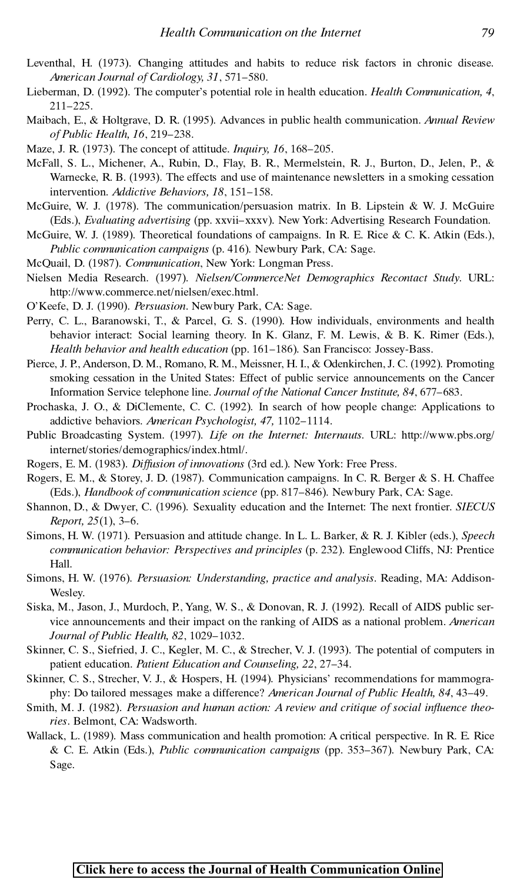Leventhal, H. (1973). Changing attitudes and habits to reduce risk factors in chronic disease. *American Journal of Cardiology, 31*, 571–580.

Lieberman, D. (1992). The computer's potential role in health education. *Health Communication, 4*, 211–225.

Maibach, E., & Holtgrave, D. R. (1995). Advances in public health communication. *Annual Review of Public Health, 16*, 219–238.

Maze, J. R. (1973). The concept of attitude. *Inquiry, 16*, 168–205.

McFall, S. L., Michener, A., Rubin, D., Flay, B. R., Mermelstein, R. J., Burton, D., Jelen, P., & Warnecke, R. B. (1993). The effects and use of maintenance newsletters in a smoking cessation intervention. *Addictive Behaviors, 18*, 151–158.

McGuire, W. J. (1978). The communication/persuasion matrix. In B. Lipstein & W. J. McGuire (Eds.), *Evaluating advertising* (pp. xxvii–xxxv). New York: Advertising Research Foundation.

McGuire, W. J. (1989). Theoretical foundations of campaigns. In R. E. Rice & C. K. Atkin (Eds.), *Public communication campaigns* (p. 416). Newbury Park, CA: Sage.

McQuail, D. (1987). *Communication*, New York: Longman Press.

Nielsen Media Research. (1997). *Nielsen/CommerceNet Demographics Recontact Study*. URL: http://www.commerce.net/nielsen/exec.html.

O'Keefe, D. J. (1990). *Persuasion*. Newbury Park, CA: Sage.

Perry, C. L., Baranowski, T., & Parcel, G. S. (1990). How individuals, environments and health behavior interact: Social learning theory. In K. Glanz, F. M. Lewis, & B. K. Rimer (Eds.), *Health behavior and health education* (pp. 161–186). San Francisco: Jossey-Bass.

Pierce, J. P., Anderson, D. M., Romano, R. M., Meissner, H. I., & Odenkirchen, J. C. (1992). Promoting smoking cessation in the United States: Effect of public service announcements on the Cancer Information Service telephone line. *Journal of the National Cancer Institute, 84*, 677–683.

Prochaska, J. O., & DiClemente, C. C. (1992). In search of how people change: Applications to addictive behaviors. *American Psychologist, 47,* 1102–1114.

Public Broadcasting System. (1997). *Life on the Internet: Internauts.* URL: http://www.pbs.org/internet/stories/demographics/index.html/.

Rogers, E. M. (1983). *Diffusion of innovations* (3rd ed.). New York: Free Press.

Rogers, E. M., & Storey, J. D. (1987). Communication campaigns. In C. R. Berger & S. H. Chaffee (Eds.), *Handbook of communication science* (pp. 817–846). Newbury Park, CA: Sage.

Shannon, D., & Dwyer, C. (1996). Sexuality education and the Internet: The next frontier. *SIECUS Report, 25*(1), 3–6.

Simons, H. W. (1971). Persuasion and attitude change. In L. L. Barker, & R. J. Kibler (eds.), *Speech communication behavior: Perspectives and principles* (p. 232). Englewood Cliffs, NJ: Prentice Hall.

Simons, H. W. (1976). *Persuasion: Understanding, practice and analysis*. Reading, MA: Addison-Wesley.

Siska, M., Jason, J., Murdoch, P., Yang, W. S., & Donovan, R. J. (1992). Recall of AIDS public service announcements and their impact on the ranking of AIDS as a national problem. *American Journal of Public Health, 82*, 1029–1032.

Skinner, C. S., Siefried, J. C., Kegler, M. C., & Strecher, V. J. (1993). The potential of computers in patient education. *Patient Education and Counseling, 22*, 27–34.

Skinner, C. S., Strecher, V. J., & Hospers, H. (1994). Physicians' recommendations for mammography: Do tailored messages make a difference? *American Journal of Public Health, 84*, 43–49.

Smith, M. J. (1982). *Persuasion and human action: A review and critique of social influence theories*. Belmont, CA: Wadsworth.

Wallack, L. (1989). Mass communication and health promotion: A critical perspective. In R. E. Rice & C. E. Atkin (Eds.), *Public communication campaigns* (pp. 353–367). Newbury Park, CA: Sage.

**Click here to access the Journal of Health Communication Online**